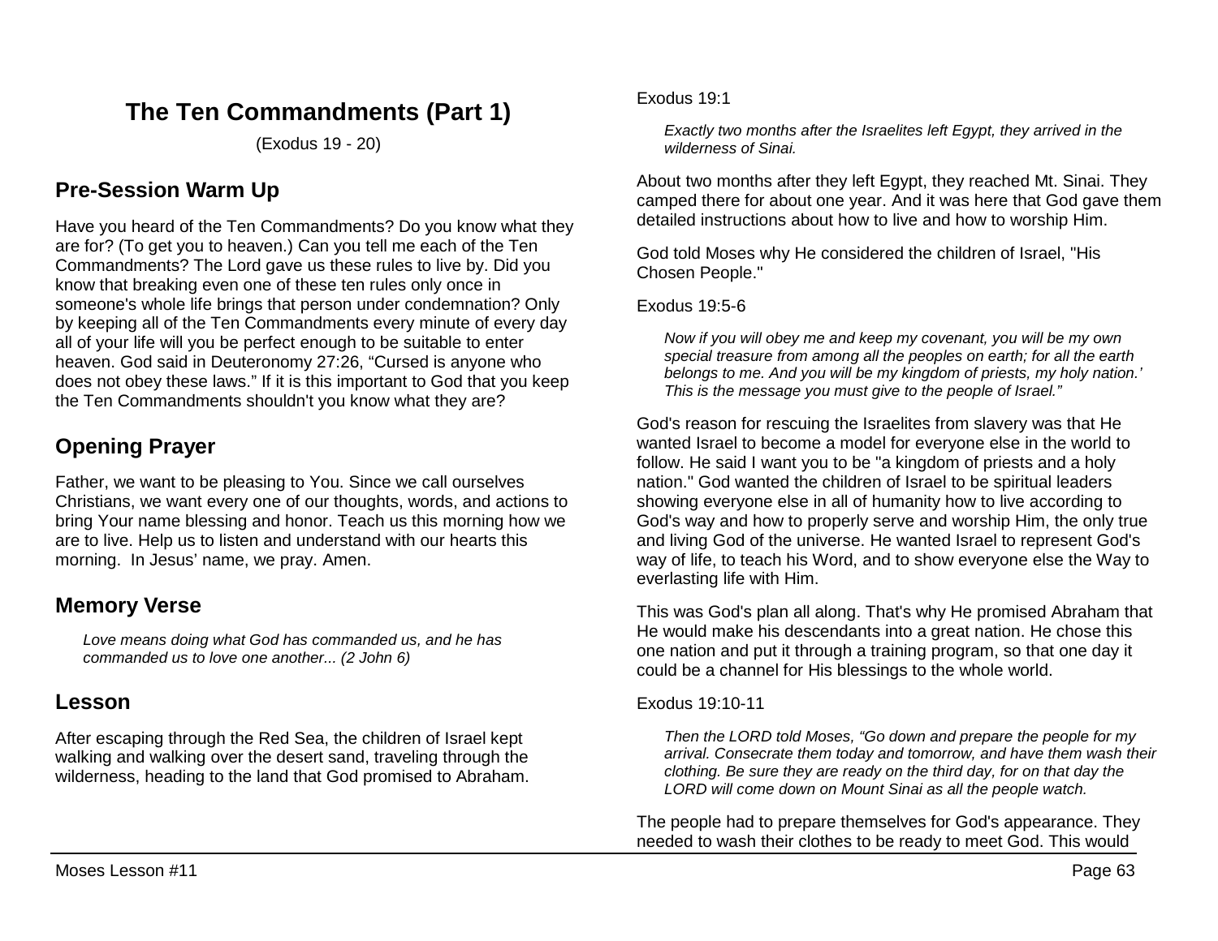# The Ten Commandments (Part 1)

(Exodus 19 - 20)

## Pre-Session Warm Up

Have you heard of the Ten Commandments? Do you know what they are for? (To get you to heaven.) Can you tell me each of the Ten Commandments? The Lord gave us these rules to live by. Did you know that breaking even one of these ten rules only once in someone's whole life brings that person under condemnation? Only by keeping all of the Ten Commandments every minute of every day all of your life will you be perfect enough to be suitable to enter heaven. God said in Deuteronomy 27:26, “Cursed is anyone who does not obey these laws.” If it is this important to God that you keep the Ten Commandments shouldn't you know what they are?

## Opening Prayer

Father, we want to be pleasing to You. Since we call ourselves Christians, we want every one of our thoughts, words, and actions to bring Your name blessing and honor. Teach us this morning how we are to live. Help us to listen and understand with our hearts this morning. In Jesus' name, we pray. Amen.

## Memory Verse

> *Love means doing what God has commanded us, and he has commanded us to love one another... (2 John 6)*

## Lesson

After escaping through the Red Sea, the children of Israel kept walking and walking over the desert sand, traveling through the wilderness, heading to the land that God promised to Abraham.

Exodus 19:1

> *Exactly two months after the Israelites left Egypt, they arrived in the wilderness of Sinai.*

About two months after they left Egypt, they reached Mt. Sinai. They camped there for about one year. And it was here that God gave them detailed instructions about how to live and how to worship Him.

God told Moses why He considered the children of Israel, "His Chosen People."

Exodus 19:5-6

> *Now if you will obey me and keep my covenant, you will be my own special treasure from among all the peoples on earth; for all the earth belongs to me. And you will be my kingdom of priests, my holy nation.' This is the message you must give to the people of Israel.”*

God's reason for rescuing the Israelites from slavery was that He wanted Israel to become a model for everyone else in the world to follow. He said I want you to be "a kingdom of priests and a holy nation." God wanted the children of Israel to be spiritual leaders showing everyone else in all of humanity how to live according to God's way and how to properly serve and worship Him, the only true and living God of the universe. He wanted Israel to represent God's way of life, to teach his Word, and to show everyone else the Way to everlasting life with Him.

This was God's plan all along. That's why He promised Abraham that He would make his descendants into a great nation. He chose this one nation and put it through a training program, so that one day it could be a channel for His blessings to the whole world.

Exodus 19:10-11

> *Then the LORD told Moses, “Go down and prepare the people for my arrival. Consecrate them today and tomorrow, and have them wash their clothing. Be sure they are ready on the third day, for on that day the LORD will come down on Mount Sinai as all the people watch.*

The people had to prepare themselves for God's appearance. They needed to wash their clothes to be ready to meet God. This would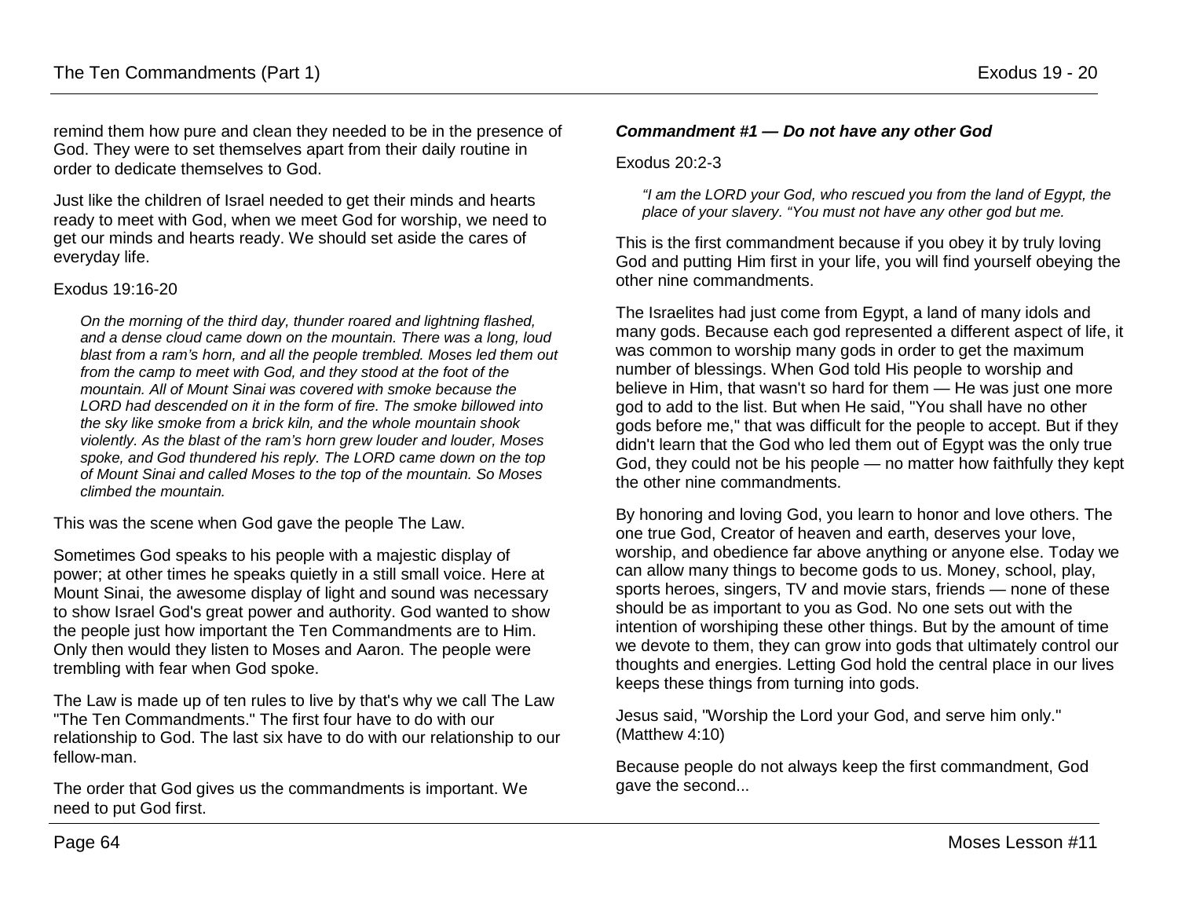remind them how pure and clean they needed to be in the presence of God. They were to set themselves apart from their daily routine in order to dedicate themselves to God.

Just like the children of Israel needed to get their minds and hearts ready to meet with God, when we meet God for worship, we need to get our minds and hearts ready. We should set aside the cares of everyday life.

Exodus 19:16-20

> *On the morning of the third day, thunder roared and lightning flashed, and a dense cloud came down on the mountain. There was a long, loud blast from a ram's horn, and all the people trembled. Moses led them out from the camp to meet with God, and they stood at the foot of the mountain. All of Mount Sinai was covered with smoke because the LORD had descended on it in the form of fire. The smoke billowed into the sky like smoke from a brick kiln, and the whole mountain shook violently. As the blast of the ram's horn grew louder and louder, Moses spoke, and God thundered his reply. The LORD came down on the top of Mount Sinai and called Moses to the top of the mountain. So Moses climbed the mountain.*

This was the scene when God gave the people The Law.

Sometimes God speaks to his people with a majestic display of power; at other times he speaks quietly in a still small voice. Here at Mount Sinai, the awesome display of light and sound was necessary to show Israel God's great power and authority. God wanted to show the people just how important the Ten Commandments are to Him. Only then would they listen to Moses and Aaron. The people were trembling with fear when God spoke.

The Law is made up of ten rules to live by that's why we call The Law "The Ten Commandments." The first four have to do with our relationship to God. The last six have to do with our relationship to our fellow-man.

The order that God gives us the commandments is important. We need to put God first.

### *Commandment #1 — Do not have any other God*

Exodus 20:2-3

> *"I am the LORD your God, who rescued you from the land of Egypt, the place of your slavery. "You must not have any other god but me.*

This is the first commandment because if you obey it by truly loving God and putting Him first in your life, you will find yourself obeying the other nine commandments.

The Israelites had just come from Egypt, a land of many idols and many gods. Because each god represented a different aspect of life, it was common to worship many gods in order to get the maximum number of blessings. When God told His people to worship and believe in Him, that wasn't so hard for them — He was just one more god to add to the list. But when He said, "You shall have no other gods before me," that was difficult for the people to accept. But if they didn't learn that the God who led them out of Egypt was the only true God, they could not be his people — no matter how faithfully they kept the other nine commandments.

By honoring and loving God, you learn to honor and love others. The one true God, Creator of heaven and earth, deserves your love, worship, and obedience far above anything or anyone else. Today we can allow many things to become gods to us. Money, school, play, sports heroes, singers, TV and movie stars, friends — none of these should be as important to you as God. No one sets out with the intention of worshiping these other things. But by the amount of time we devote to them, they can grow into gods that ultimately control our thoughts and energies. Letting God hold the central place in our lives keeps these things from turning into gods.

Jesus said, "Worship the Lord your God, and serve him only." (Matthew 4:10)

Because people do not always keep the first commandment, God gave the second...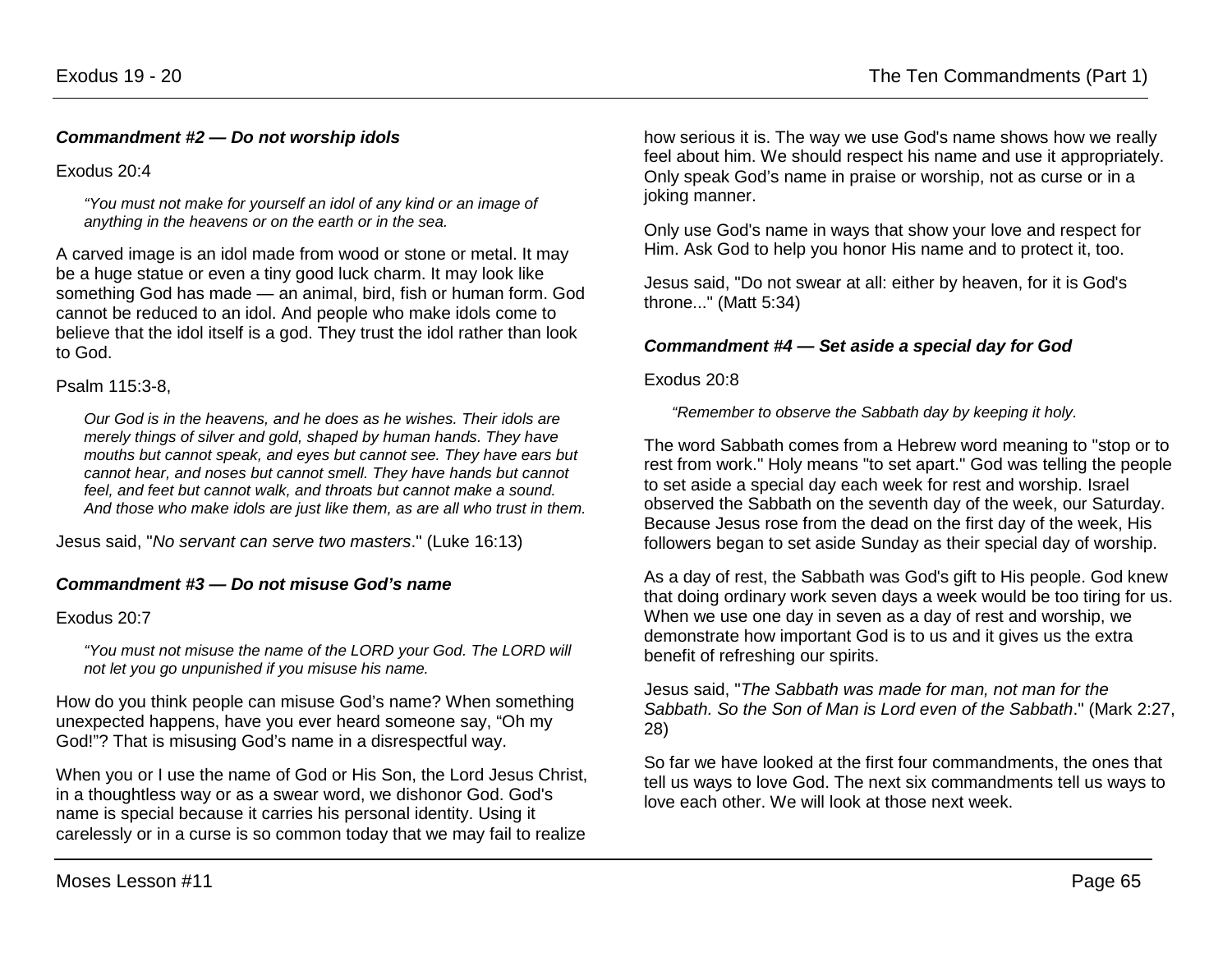### *Commandment #2 — Do not worship idols*

Exodus 20:4

> *"You must not make for yourself an idol of any kind or an image of anything in the heavens or on the earth or in the sea.*

A carved image is an idol made from wood or stone or metal. It may be a huge statue or even a tiny good luck charm. It may look like something God has made — an animal, bird, fish or human form. God cannot be reduced to an idol. And people who make idols come to believe that the idol itself is a god. They trust the idol rather than look to God.

Psalm 115:3-8,

> *Our God is in the heavens, and he does as he wishes. Their idols are merely things of silver and gold, shaped by human hands. They have mouths but cannot speak, and eyes but cannot see. They have ears but cannot hear, and noses but cannot smell. They have hands but cannot feel, and feet but cannot walk, and throats but cannot make a sound. And those who make idols are just like them, as are all who trust in them.*

Jesus said, "*No servant can serve two masters*." (Luke 16:13)

### *Commandment #3 — Do not misuse God's name*

Exodus 20:7

> *"You must not misuse the name of the LORD your God. The LORD will not let you go unpunished if you misuse his name.*

How do you think people can misuse God's name? When something unexpected happens, have you ever heard someone say, "Oh my God!"? That is misusing God's name in a disrespectful way.

When you or I use the name of God or His Son, the Lord Jesus Christ, in a thoughtless way or as a swear word, we dishonor God. God's name is special because it carries his personal identity. Using it carelessly or in a curse is so common today that we may fail to realize how serious it is. The way we use God's name shows how we really feel about him. We should respect his name and use it appropriately. Only speak God's name in praise or worship, not as curse or in a joking manner.

Only use God's name in ways that show your love and respect for Him. Ask God to help you honor His name and to protect it, too.

Jesus said, "Do not swear at all: either by heaven, for it is God's throne..." (Matt 5:34)

### *Commandment #4 — Set aside a special day for God*

Exodus 20:8

> *"Remember to observe the Sabbath day by keeping it holy.*

The word Sabbath comes from a Hebrew word meaning to "stop or to rest from work." Holy means "to set apart." God was telling the people to set aside a special day each week for rest and worship. Israel observed the Sabbath on the seventh day of the week, our Saturday. Because Jesus rose from the dead on the first day of the week, His followers began to set aside Sunday as their special day of worship.

As a day of rest, the Sabbath was God's gift to His people. God knew that doing ordinary work seven days a week would be too tiring for us. When we use one day in seven as a day of rest and worship, we demonstrate how important God is to us and it gives us the extra benefit of refreshing our spirits.

Jesus said, "*The Sabbath was made for man, not man for the Sabbath. So the Son of Man is Lord even of the Sabbath*." (Mark 2:27, 28)

So far we have looked at the first four commandments, the ones that tell us ways to love God. The next six commandments tell us ways to love each other. We will look at those next week.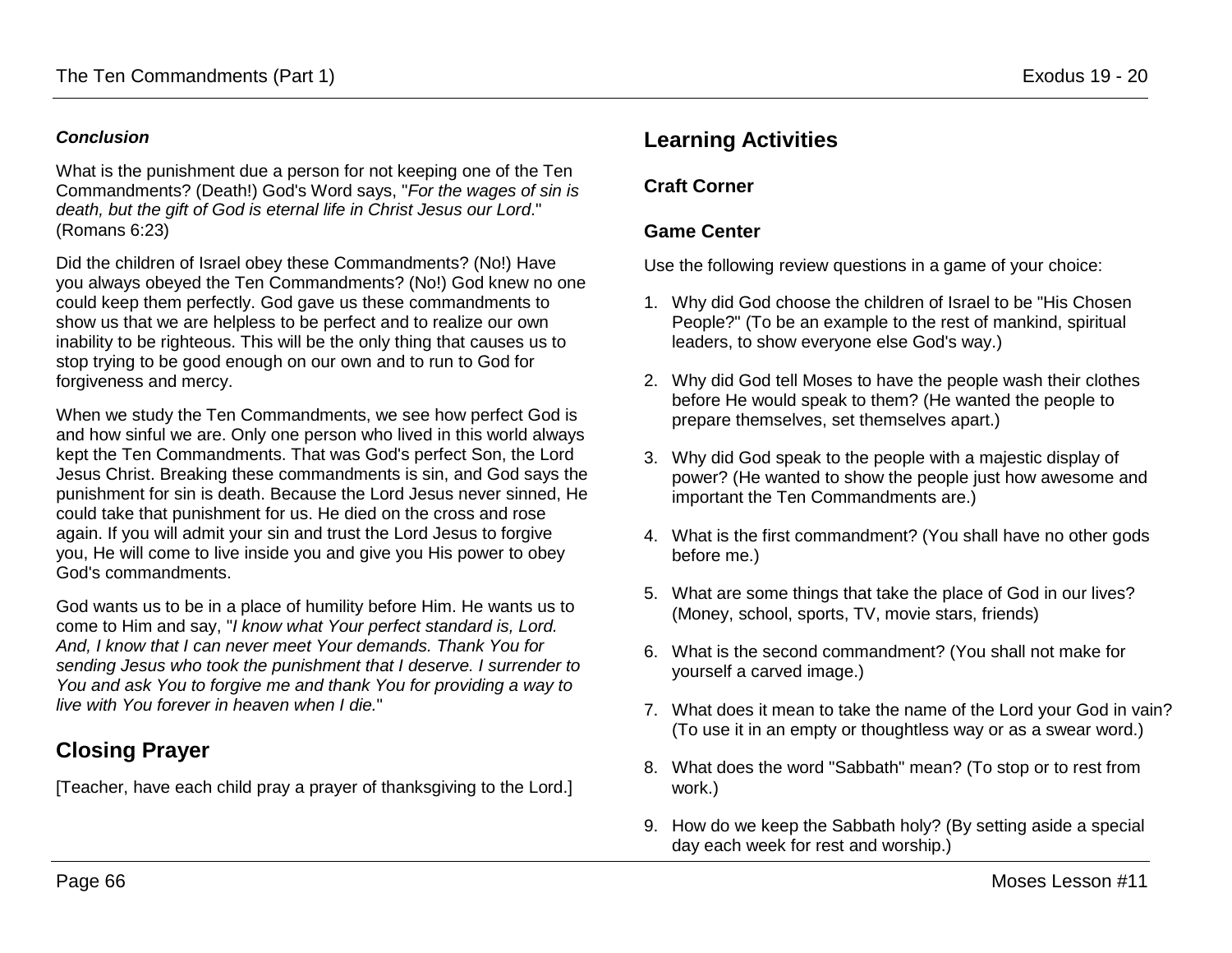***Conclusion***

What is the punishment due a person for not keeping one of the Ten Commandments? (Death!) God's Word says, "*For the wages of sin is death, but the gift of God is eternal life in Christ Jesus our Lord*." (Romans 6:23)

Did the children of Israel obey these Commandments? (No!) Have you always obeyed the Ten Commandments? (No!) God knew no one could keep them perfectly. God gave us these commandments to show us that we are helpless to be perfect and to realize our own inability to be righteous. This will be the only thing that causes us to stop trying to be good enough on our own and to run to God for forgiveness and mercy.

When we study the Ten Commandments, we see how perfect God is and how sinful we are. Only one person who lived in this world always kept the Ten Commandments. That was God's perfect Son, the Lord Jesus Christ. Breaking these commandments is sin, and God says the punishment for sin is death. Because the Lord Jesus never sinned, He could take that punishment for us. He died on the cross and rose again. If you will admit your sin and trust the Lord Jesus to forgive you, He will come to live inside you and give you His power to obey God's commandments.

God wants us to be in a place of humility before Him. He wants us to come to Him and say, "*I know what Your perfect standard is, Lord. And, I know that I can never meet Your demands. Thank You for sending Jesus who took the punishment that I deserve. I surrender to You and ask You to forgive me and thank You for providing a way to live with You forever in heaven when I die.*"

## Closing Prayer

[Teacher, have each child pray a prayer of thanksgiving to the Lord.]

## Learning Activities

### Craft Corner

### Game Center

Use the following review questions in a game of your choice:

1. Why did God choose the children of Israel to be "His Chosen People?" (To be an example to the rest of mankind, spiritual leaders, to show everyone else God's way.)
2. Why did God tell Moses to have the people wash their clothes before He would speak to them? (He wanted the people to prepare themselves, set themselves apart.)
3. Why did God speak to the people with a majestic display of power? (He wanted to show the people just how awesome and important the Ten Commandments are.)
4. What is the first commandment? (You shall have no other gods before me.)
5. What are some things that take the place of God in our lives? (Money, school, sports, TV, movie stars, friends)
6. What is the second commandment? (You shall not make for yourself a carved image.)
7. What does it mean to take the name of the Lord your God in vain? (To use it in an empty or thoughtless way or as a swear word.)
8. What does the word "Sabbath" mean? (To stop or to rest from work.)
9. How do we keep the Sabbath holy? (By setting aside a special day each week for rest and worship.)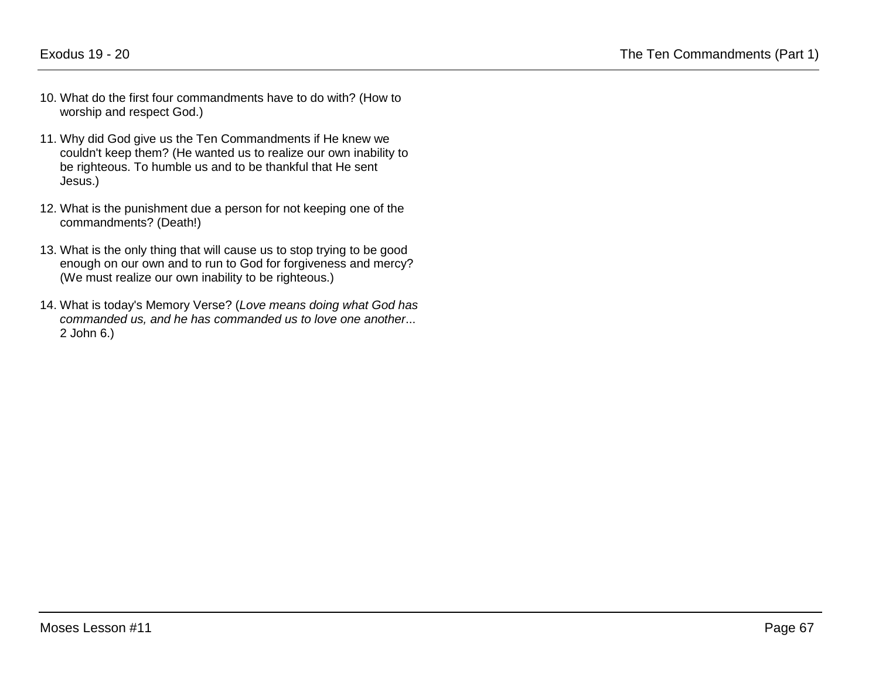10. What do the first four commandments have to do with? (How to worship and respect God.)

11. Why did God give us the Ten Commandments if He knew we couldn't keep them? (He wanted us to realize our own inability to be righteous. To humble us and to be thankful that He sent Jesus.)

12. What is the punishment due a person for not keeping one of the commandments? (Death!)

13. What is the only thing that will cause us to stop trying to be good enough on our own and to run to God for forgiveness and mercy? (We must realize our own inability to be righteous.)

14. What is today's Memory Verse? (*Love means doing what God has commanded us, and he has commanded us to love one another*... 2 John 6.)